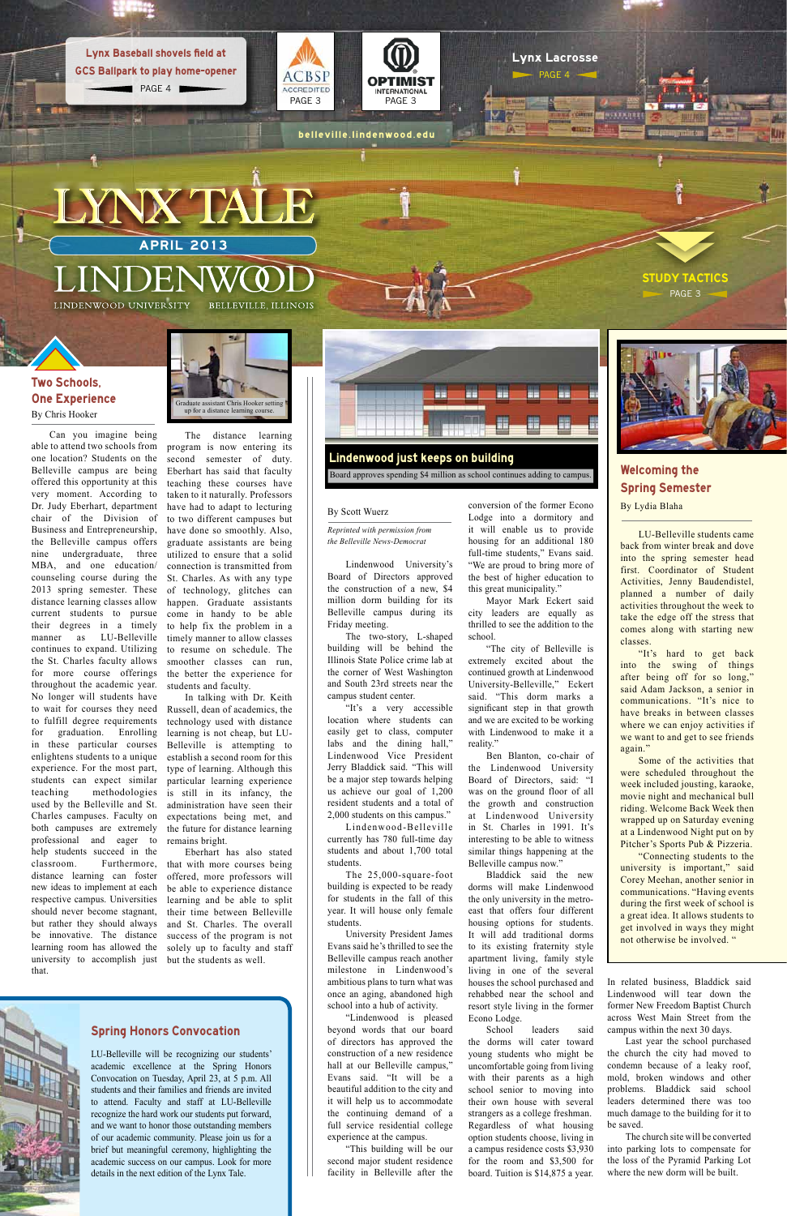Lynx Baseball shovels field at GCS Ballpark to play home-opener PAGE 4

ACBSP ACCREDITED PAGE 3

OPTIMIST INTERNATIONAL PAGE 3

Lynx Lacrosse PAGE 4

belleville.lindenwood.edu

# LYNX TALE

APRIL 2013

LINDENWOOD

LINDENWOOD UNIVERSITY BELLEVILLE, ILLINOIS

STUDY TACTICS PAGE 3

## Two Schools, One Experience

By Chris Hooker

Graduate assistant Chris Hooker setting up for a distance learning course.

Can you imagine being able to attend two schools from one location? Students on the Belleville campus are being offered this opportunity at this very moment. According to Dr. Judy Eberhart, department chair of the Division of Business and Entrepreneurship, the Belleville campus offers nine undergraduate, three MBA, and one education/ counseling course during the 2013 spring semester. These distance learning classes allow current students to pursue their degrees in a timely manner as LU-Belleville continues to expand. Utilizing the St. Charles faculty allows for more course offerings throughout the academic year. No longer will students have to wait for courses they need to fulfill degree requirements for graduation. Enrolling in these particular courses enlightens students to a unique experience. For the most part, students can expect similar teaching methodologies used by the Belleville and St. Charles campuses. Faculty on both campuses are extremely professional and eager to help students succeed in the classroom. Furthermore, distance learning can foster new ideas to implement at each respective campus. Universities should never become stagnant, but rather they should always be innovative. The distance learning room has allowed the university to accomplish just that.

The distance learning program is now entering its second semester of duty. Eberhart has said that faculty teaching these courses have taken to it naturally. Professors have had to adapt to lecturing to two different campuses but have done so smoothly. Also, graduate assistants are being utilized to ensure that a solid connection is transmitted from St. Charles. As with any type of technology, glitches can happen. Graduate assistants come in handy to be able to help fix the problem in a timely manner to allow classes to resume on schedule. The smoother classes can run, the better the experience for students and faculty.

In talking with Dr. Keith Russell, dean of academics, the technology used with distance learning is not cheap, but LU-Belleville is attempting to establish a second room for this type of learning. Although this particular learning experience is still in its infancy, the administration have seen their expectations being met, and the future for distance learning remains bright.

Eberhart has also stated that with more courses being offered, more professors will be able to experience distance learning and be able to split their time between Belleville and St. Charles. The overall success of the program is not solely up to faculty and staff but the students as well.

## Lindenwood just keeps on building

Board approves spending $4 million as school continues adding to campus.

By Scott Wuerz

*Reprinted with permission from the Belleville News-Democrat*

Lindenwood University's Board of Directors approved the construction of a new, $4 million dorm building for its Belleville campus during its Friday meeting.

The two-story, L-shaped building will be behind the Illinois State Police crime lab at the corner of West Washington and South 23rd streets near the campus student center.

"It's a very accessible location where students can easily get to class, computer labs and the dining hall," Lindenwood Vice President Jerry Bladdick said. "This will be a major step towards helping us achieve our goal of 1,200 resident students and a total of 2,000 students on this campus."

Lindenwood-Belleville currently has 780 full-time day students and about 1,700 total students.

The 25,000-square-foot building is expected to be ready for students in the fall of this year. It will house only female students.

University President James Evans said he's thrilled to see the Belleville campus reach another milestone in Lindenwood's ambitious plans to turn what was once an aging, abandoned high school into a hub of activity.

"Lindenwood is pleased beyond words that our board of directors has approved the construction of a new residence hall at our Belleville campus," Evans said. "It will be a beautiful addition to the city and it will help us to accommodate the continuing demand of a full service residential college experience at the campus.

"This building will be our second major student residence facility in Belleville after the conversion of the former Econo Lodge into a dormitory and it will enable us to provide housing for an additional 180 full-time students," Evans said. "We are proud to bring more of the best of higher education to this great municipality."

Mayor Mark Eckert said city leaders are equally as thrilled to see the addition to the school.

"The city of Belleville is extremely excited about the continued growth at Lindenwood University-Belleville," Eckert said. "This dorm marks a significant step in that growth and we are excited to be working with Lindenwood to make it a reality."

Ben Blanton, co-chair of the Lindenwood University Board of Directors, said: "I was on the ground floor of all the growth and construction at Lindenwood University in St. Charles in 1991. It's interesting to be able to witness similar things happening at the Belleville campus now."

Bladdick said the new dorms will make Lindenwood the only university in the metro-east that offers four different housing options for students. It will add traditional dorms to its existing fraternity style apartment living, family style living in one of the several houses the school purchased and rehabbed near the school and resort style living in the former Econo Lodge.

School leaders said the dorms will cater toward young students who might be uncomfortable going from living with their parents as a high school senior to moving into their own house with several strangers as a college freshman. Regardless of what housing option students choose, living in a campus residence costs $3,930 for the room and $3,500 for board. Tuition is $14,875 a year.

In related business, Bladdick said Lindenwood will tear down the former New Freedom Baptist Church across West Main Street from the campus within the next 30 days.

Last year the school purchased the church the city had moved to condemn because of a leaky roof, mold, broken windows and other problems. Bladdick said school leaders determined there was too much damage to the building for it to be saved.

The church site will be converted into parking lots to compensate for the loss of the Pyramid Parking Lot where the new dorm will be built.

## Welcoming the Spring Semester

By Lydia Blaha

LU-Belleville students came back from winter break and dove into the spring semester head first. Coordinator of Student Activities, Jenny Baudendistel, planned a number of daily activities throughout the week to take the edge off the stress that comes along with starting new classes.

"It's hard to get back into the swing of things after being off for so long," said Adam Jackson, a senior in communications. "It's nice to have breaks in between classes where we can enjoy activities if we want to and get to see friends again."

Some of the activities that were scheduled throughout the week included jousting, karaoke, movie night and mechanical bull riding. Welcome Back Week then wrapped up on Saturday evening at a Lindenwood Night put on by Pitcher's Sports Pub & Pizzeria.

"Connecting students to the university is important," said Corey Meehan, another senior in communications. "Having events during the first week of school is a great idea. It allows students to get involved in ways they might not otherwise be involved. "

## Spring Honors Convocation

LU-Belleville will be recognizing our students' academic excellence at the Spring Honors Convocation on Tuesday, April 23, at 5 p.m. All students and their families and friends are invited to attend. Faculty and staff at LU-Belleville recognize the hard work our students put forward, and we want to honor those outstanding members of our academic community. Please join us for a brief but meaningful ceremony, highlighting the academic success on our campus. Look for more details in the next edition of the Lynx Tale.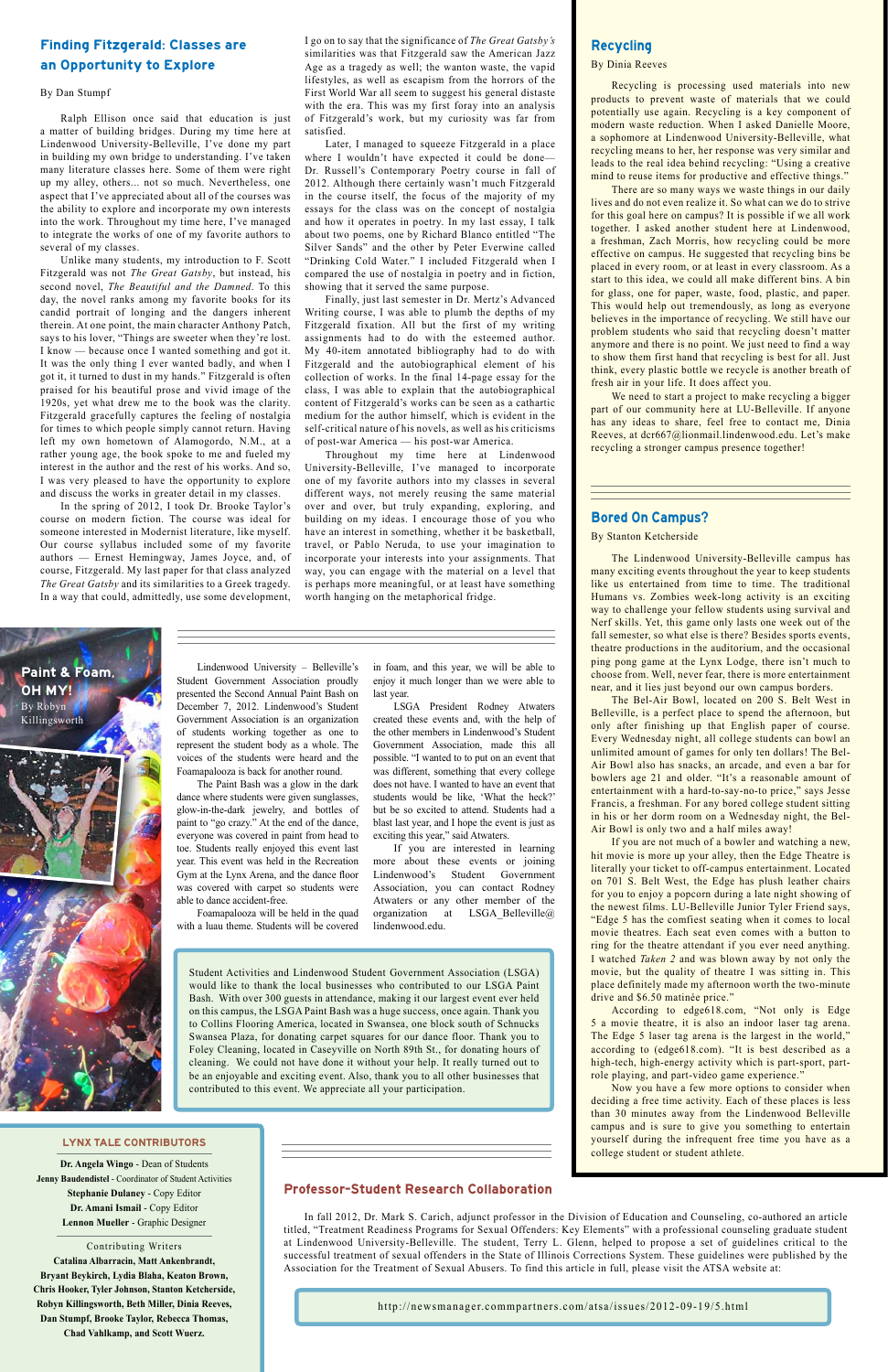## Finding Fitzgerald: Classes are an Opportunity to Explore

By Dan Stumpf

Ralph Ellison once said that education is just a matter of building bridges. During my time here at Lindenwood University-Belleville, I've done my part in building my own bridge to understanding. I've taken many literature classes here. Some of them were right up my alley, others... not so much. Nevertheless, one aspect that I've appreciated about all of the courses was the ability to explore and incorporate my own interests into the work. Throughout my time here, I've managed to integrate the works of one of my favorite authors to several of my classes.

Unlike many students, my introduction to F. Scott Fitzgerald was not *The Great Gatsby*, but instead, his second novel, *The Beautiful and the Damned*. To this day, the novel ranks among my favorite books for its candid portrait of longing and the dangers inherent therein. At one point, the main character Anthony Patch, says to his lover, "Things are sweeter when they're lost. I know — because once I wanted something and got it. It was the only thing I ever wanted badly, and when I got it, it turned to dust in my hands." Fitzgerald is often praised for his beautiful prose and vivid image of the 1920s, yet what drew me to the book was the clarity. Fitzgerald gracefully captures the feeling of nostalgia for times to which people simply cannot return. Having left my own hometown of Alamogordo, N.M., at a rather young age, the book spoke to me and fueled my interest in the author and the rest of his works. And so, I was very pleased to have the opportunity to explore and discuss the works in greater detail in my classes.

In the spring of 2012, I took Dr. Brooke Taylor's course on modern fiction. The course was ideal for someone interested in Modernist literature, like myself. Our course syllabus included some of my favorite authors — Ernest Hemingway, James Joyce, and, of course, Fitzgerald. My last paper for that class analyzed *The Great Gatsby* and its similarities to a Greek tragedy. In a way that could, admittedly, use some development, I go on to say that the significance of *The Great Gatsby's* similarities was that Fitzgerald saw the American Jazz Age as a tragedy as well; the wanton waste, the vapid lifestyles, as well as escapism from the horrors of the First World War all seem to suggest his general distaste with the era. This was my first foray into an analysis of Fitzgerald's work, but my curiosity was far from satisfied.

Later, I managed to squeeze Fitzgerald in a place where I wouldn't have expected it could be done—Dr. Russell's Contemporary Poetry course in fall of 2012. Although there certainly wasn't much Fitzgerald in the course itself, the focus of the majority of my essays for the class was on the concept of nostalgia and how it operates in poetry. In my last essay, I talk about two poems, one by Richard Blanco entitled "The Silver Sands" and the other by Peter Everwine called "Drinking Cold Water." I included Fitzgerald when I compared the use of nostalgia in poetry and in fiction, showing that it served the same purpose.

Finally, just last semester in Dr. Mertz's Advanced Writing course, I was able to plumb the depths of my Fitzgerald fixation. All but the first of my writing assignments had to do with the esteemed author. My 40-item annotated bibliography had to do with Fitzgerald and the autobiographical element of his collection of works. In the final 14-page essay for the class, I was able to explain that the autobiographical content of Fitzgerald's works can be seen as a cathartic medium for the author himself, which is evident in the self-critical nature of his novels, as well as his criticisms of post-war America — his post-war America.

Throughout my time here at Lindenwood University-Belleville, I've managed to incorporate one of my favorite authors into my classes in several different ways, not merely reusing the same material over and over, but truly expanding, exploring, and building on my ideas. I encourage those of you who have an interest in something, whether it be basketball, travel, or Pablo Neruda, to use your imagination to incorporate your interests into your assignments. That way, you can engage with the material on a level that is perhaps more meaningful, or at least have something worth hanging on the metaphorical fridge.

## Recycling

By Dinia Reeves

Recycling is processing used materials into new products to prevent waste of materials that we could potentially use again. Recycling is a key component of modern waste reduction. When I asked Danielle Moore, a sophomore at Lindenwood University-Belleville, what recycling means to her, her response was very similar and leads to the real idea behind recycling: "Using a creative mind to reuse items for productive and effective things."

There are so many ways we waste things in our daily lives and do not even realize it. So what can we do to strive for this goal here on campus? It is possible if we all work together. I asked another student here at Lindenwood, a freshman, Zach Morris, how recycling could be more effective on campus. He suggested that recycling bins be placed in every room, or at least in every classroom. As a start to this idea, we could all make different bins. A bin for glass, one for paper, waste, food, plastic, and paper. This would help out tremendously, as long as everyone believes in the importance of recycling. We still have our problem students who said that recycling doesn't matter anymore and there is no point. We just need to find a way to show them first hand that recycling is best for all. Just think, every plastic bottle we recycle is another breath of fresh air in your life. It does affect you.

We need to start a project to make recycling a bigger part of our community here at LU-Belleville. If anyone has any ideas to share, feel free to contact me, Dinia Reeves, at dcr667@lionmail.lindenwood.edu. Let's make recycling a stronger campus presence together!

## Bored On Campus?

By Stanton Ketcherside

The Lindenwood University-Belleville campus has many exciting events throughout the year to keep students like us entertained from time to time. The traditional Humans vs. Zombies week-long activity is an exciting way to challenge your fellow students using survival and Nerf skills. Yet, this game only lasts one week out of the fall semester, so what else is there? Besides sports events, theatre productions in the auditorium, and the occasional ping pong game at the Lynx Lodge, there isn't much to choose from. Well, never fear, there is more entertainment near, and it lies just beyond our own campus borders.

The Bel-Air Bowl, located on 200 S. Belt West in Belleville, is a perfect place to spend the afternoon, but only after finishing up that English paper of course. Every Wednesday night, all college students can bowl an unlimited amount of games for only ten dollars! The Bel-Air Bowl also has snacks, an arcade, and even a bar for bowlers age 21 and older. "It's a reasonable amount of entertainment with a hard-to-say-no-to price," says Jesse Francis, a freshman. For any bored college student sitting in his or her dorm room on a Wednesday night, the Bel-Air Bowl is only two and a half miles away!

If you are not much of a bowler and watching a new, hit movie is more up your alley, then the Edge Theatre is literally your ticket to off-campus entertainment. Located on 701 S. Belt West, the Edge has plush leather chairs for you to enjoy a popcorn during a late night showing of the newest films. LU-Belleville Junior Tyler Friend says, "Edge 5 has the comfiest seating when it comes to local movie theatres. Each seat even comes with a button to ring for the theatre attendant if you ever need anything. I watched *Taken 2* and was blown away by not only the movie, but the quality of theatre I was sitting in. This place definitely made my afternoon worth the two-minute drive and $6.50 matinée price."

According to edge618.com, "Not only is Edge 5 a movie theatre, it is also an indoor laser tag arena. The Edge 5 laser tag arena is the largest in the world," according to (edge618.com). "It is best described as a high-tech, high-energy activity which is part-sport, part-role playing, and part-video game experience."

Now you have a few more options to consider when deciding a free time activity. Each of these places is less than 30 minutes away from the Lindenwood Belleville campus and is sure to give you something to entertain yourself during the infrequent free time you have as a college student or student athlete.

## Paint & Foam, OH MY!

By Robyn Killingsworth

Lindenwood University – Belleville's Student Government Association proudly presented the Second Annual Paint Bash on December 7, 2012. Lindenwood's Student Government Association is an organization of students working together as one to represent the student body as a whole. The voices of the students were heard and the Foamapalooza is back for another round.

The Paint Bash was a glow in the dark dance where students were given sunglasses, glow-in-the-dark jewelry, and bottles of paint to "go crazy." At the end of the dance, everyone was covered in paint from head to toe. Students really enjoyed this event last year. This event was held in the Recreation Gym at the Lynx Arena, and the dance floor was covered with carpet so students were able to dance accident-free.

Foamapalooza will be held in the quad with a luau theme. Students will be covered in foam, and this year, we will be able to enjoy it much longer than we were able to last year.

LSGA President Rodney Atwaters created these events and, with the help of the other members in Lindenwood's Student Government Association, made this all possible. "I wanted to to put on an event that was different, something that every college does not have. I wanted to have an event that students would be like, 'What the heck?' but be so excited to attend. Students had a blast last year, and I hope the event is just as exciting this year," said Atwaters.

If you are interested in learning more about these events or joining Lindenwood's Student Government Association, you can contact Rodney Atwaters or any other member of the organization at LSGA_Belleville@lindenwood.edu.

Student Activities and Lindenwood Student Government Association (LSGA) would like to thank the local businesses who contributed to our LSGA Paint Bash. With over 300 guests in attendance, making it our largest event ever held on this campus, the LSGA Paint Bash was a huge success, once again. Thank you to Collins Flooring America, located in Swansea, one block south of Schnucks Swansea Plaza, for donating carpet squares for our dance floor. Thank you to Foley Cleaning, located in Caseyville on North 89th St., for donating hours of cleaning. We could not have done it without your help. It really turned out to be an enjoyable and exciting event. Also, thank you to all other businesses that contributed to this event. We appreciate all your participation.

### LYNX TALE CONTRIBUTORS

**Dr. Angela Wingo** - Dean of Students
**Jenny Baudendistel** - Coordinator of Student Activities
**Stephanie Dulaney** - Copy Editor
**Dr. Amani Ismail** - Copy Editor
**Lennon Mueller** - Graphic Designer

Contributing Writers

**Catalina Albarracin, Matt Ankenbrandt, Bryant Beykirch, Lydia Blaha, Keaton Brown, Chris Hooker, Tyler Johnson, Stanton Ketcherside, Robyn Killingsworth, Beth Miller, Dinia Reeves, Dan Stumpf, Brooke Taylor, Rebecca Thomas, Chad Vahlkamp, and Scott Wuerz.**

## Professor-Student Research Collaboration

In fall 2012, Dr. Mark S. Carich, adjunct professor in the Division of Education and Counseling, co-authored an article titled, "Treatment Readiness Programs for Sexual Offenders: Key Elements" with a professional counseling graduate student at Lindenwood University-Belleville. The student, Terry L. Glenn, helped to propose a set of guidelines critical to the successful treatment of sexual offenders in the State of Illinois Corrections System. These guidelines were published by the Association for the Treatment of Sexual Abusers. To find this article in full, please visit the ATSA website at:

http://newsmanager.commpartners.com/atsa/issues/2012-09-19/5.html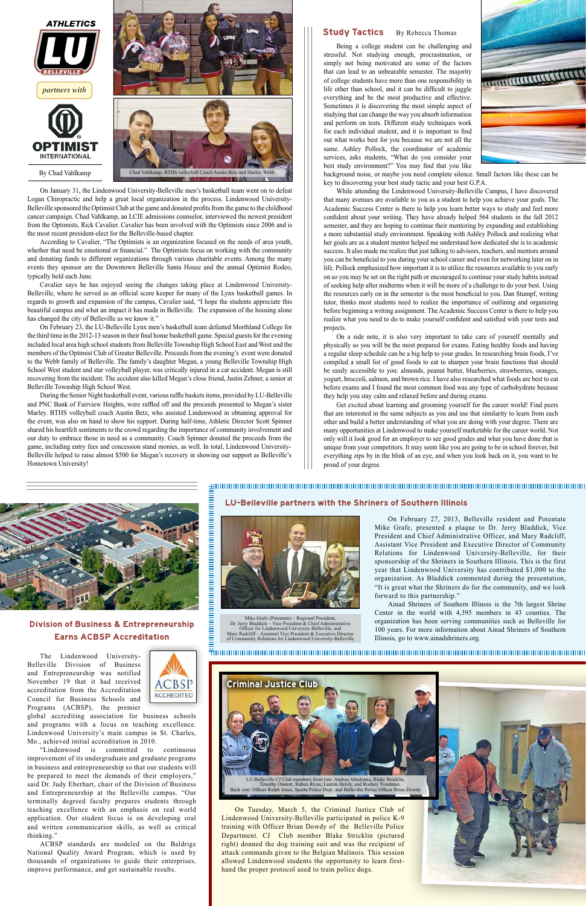ATHLETICS

LU BELLEVILLE

*partners with*

OPTIMIST INTERNATIONAL

By Chad Vahlkamp

Chad Vahlkamp, BTHS volleyball Coach Austin Betz and Marley Webb.

On January 31, the Lindenwood University-Belleville men's basketball team went on to defeat Logan Chiropractic and help a great local organization in the process. Lindenwood University-Belleville sponsored the Optimist Club at the game and donated profits from the game to the childhood cancer campaign. Chad Vahlkamp, an LCIE admissions counselor, interviewed the newest president from the Optimists, Rick Cavalier. Cavalier has been involved with the Optimists since 2006 and is the most recent president-elect for the Belleville-based chapter.

According to Cavalier, "The Optimists is an organization focused on the needs of each youth, whether that need be emotional or financial." The Optimists focus on working with the community and donating funds to different organizations through various charitable events. Among the many events they sponsor are the Downtown Belleville Santa House and the annual Optimist Rodeo, typically held each June.

Cavalier says he has enjoyed seeing the changes taking place at Lindenwood University-Belleville, where he served as an official score keeper for many of the Lynx basketball games. In regards to growth and expansion of the campus, Cavalier said, "I hope the students appreciate this beautiful campus and what an impact it has made in Belleville. The expansion of the housing alone has changed the city of Belleville as we know it."

On February 23, the LU-Belleville Lynx men's basketball team defeated Morthland College for the third time in the 2012-13 season in their final home basketball game. Special guests for the evening included local area high school students from Belleville Township High School East and West and the members of the Optimist Club of Greater Belleville. Proceeds from the evening's event were donated to the Webb family of Belleville. The family's daughter Megan, a young Belleville Township High School West student and star volleyball player, was critically injured in a car accident. Megan is still recovering from the incident. The accident also killed Megan's close friend, Justin Zehner, a senior at Belleville Township High School West.

During the Senior Night basketball event, various raffle baskets items, provided by LU-Belleville and PNC Bank of Fairview Heights, were raffled off and the proceeds presented to Megan's sister Marley. BTHS volleyball coach Austin Betz, who assisted Lindenwood in obtaining approval for the event, was also on hand to show his support. During half-time, Athletic Director Scott Spinner shared his heartfelt sentiments to the crowd regarding the importance of community involvement and our duty to embrace those in need as a community. Coach Spinner donated the proceeds from the game, including entry fees and concession stand monies, as well. In total, Lindenwood University-Belleville helped to raise almost $500 for Megan's recovery in showing our support as Belleville's Hometown University!

## Study Tactics

By Rebecca Thomas

Being a college student can be challenging and stressful. Not studying enough, procrastination, or simply not being motivated are some of the factors that can lead to an unbearable semester. The majority of college students have more than one responsibility in life other than school, and it can be difficult to juggle everything and be the most productive and effective. Sometimes it is discovering the most simple aspect of studying that can change the way you absorb information and perform on tests. Different study techniques work for each individual student, and it is important to find out what works best for you because we are not all the same. Ashley Pollock, the coordinator of academic services, asks students, "What do you consider your best study environment?" You may find that you like background noise, or maybe you need complete silence. Small factors like these can be key to discovering your best study tactic and your best G.P.A.

While attending the Lindenwood University-Belleville Campus, I have discovered that many avenues are available to you as a student to help you achieve your goals. The Academic Success Center is there to help you learn better ways to study and feel more confident about your writing. They have already helped 564 students in the fall 2012 semester, and they are hoping to continue their mentoring by expanding and establishing a more substantial study environment. Speaking with Ashley Pollock and realizing what her goals are as a student mentor helped me understand how dedicated she is to academic success. It also made me realize that just talking to advisors, teachers, and mentors around you can be beneficial to you during your school career and even for networking later on in life. Pollock emphasized how important it is to utilize the resources available to you early on so you may be set on the right path or encouraged to continue your study habits instead of seeking help after midterms when it will be more of a challenge to do your best. Using the resources early on in the semester is the most beneficial to you. Dan Stumpf, writing tutor, thinks most students need to realize the importance of outlining and organizing before beginning a writing assignment. The Academic Success Center is there to help you realize what you need to do to make yourself confident and satisfied with your tests and projects.

On a side note, it is also very important to take care of yourself mentally and physically so you will be the most prepared for exams. Eating healthy foods and having a regular sleep schedule can be a big help to your grades. In researching brain foods, I've compiled a small list of good foods to eat to sharpen your brain functions that should be easily accessible to you: almonds, peanut butter, blueberries, strawberries, oranges, yogurt, broccoli, salmon, and brown rice. I have also researched what foods are best to eat before exams and I found the most common food was any type of carbohydrate because they help you stay calm and relaxed before and during exams.

Get excited about learning and grooming yourself for the career world! Find peers that are interested in the same subjects as you and use that similarity to learn from each other and build a better understanding of what you are doing with your degree. There are many opportunities at Lindenwood to make yourself marketable for the career world. Not only will it look good for an employer to see good grades and what you have done that is unique from your competitors. It may seem like you are going to be in school forever, but everything zips by in the blink of an eye, and when you look back on it, you want to be proud of your degree.

## LU-Belleville partners with the Shriners of Southern Illinois

Mike Grafe (Potentate) – Regional President,
Dr. Jerry Bladdick – Vice President & Chief Administrative Officer for Lindenwood University-Belleville, and
Mary Radcliff – Assistant Vice President & Executive Director of Community Relations for Lindenwood University-Belleville

On February 27, 2013, Belleville resident and Potentate Mike Grafe, presented a plaque to Dr. Jerry Bladdick, Vice President and Chief Administrative Officer, and Mary Radcliff, Assistant Vice President and Executive Director of Community Relations for Lindenwood University-Belleville, for their sponsorship of the Shriners in Southern Illinois. This is the first year that Lindenwood University has contributed $1,000 to the organization. As Bladdick commented during the presentation, "It is great what the Shriners do for the community, and we look forward to this partnership."

Ainad Shriners of Southern Illinois is the 7th largest Shrine Center in the world with 4,395 members in 43 counties. The organization has been serving communities such as Belleville for 100 years. For more information about Ainad Shriners of Southern Illinois, go to www.ainadshriners.org.

## Division of Business & Entrepreneurship Earns ACBSP Accreditation

ACBSP ACCREDITED

The Lindenwood University-Belleville Division of Business and Entrepreneurship was notified November 19 that it had received accreditation from the Accreditation Council for Business Schools and Programs (ACBSP), the premier global accrediting association for business schools and programs with a focus on teaching excellence. Lindenwood University's main campus in St. Charles, Mo., achieved initial accreditation in 2010.

"Lindenwood is committed to continuous improvement of its undergraduate and graduate programs in business and entrepreneurship so that our students will be prepared to meet the demands of their employers," said Dr. Judy Eberhart, chair of the Division of Business and Entrepreneurship at the Belleville campus. "Our terminally degreed faculty prepares students through teaching excellence with an emphasis on real world application. Our student focus is on developing oral and written communication skills, as well as critical thinking."

ACBSP standards are modeled on the Baldrige National Quality Award Program, which is used by thousands of organizations to guide their enterprises, improve performance, and get sustainable results.

## Criminal Justice Club

LU-Belleville CJ Club members front row: Andrea Altadonna, Blake Stricklin, Timothy Onstott, Ruben Rivas, Lauren Helsly, and Rodney Troutman.
Back row: Officer Ralph Jones, Sparta Police Dept. and Belleville Police Officer Brian Dowdy

On Tuesday, March 5, the Criminal Justice Club of Lindenwood University-Belleville participated in police K-9 training with Officer Brian Dowdy of the Belleville Police Department. CJ Club member Blake Stricklin (pictured right) donned the dog training suit and was the recipient of attack commands given to the Belgian Malinois. This session allowed Lindenwood students the opportunity to learn first-hand the proper protocol used to train police dogs.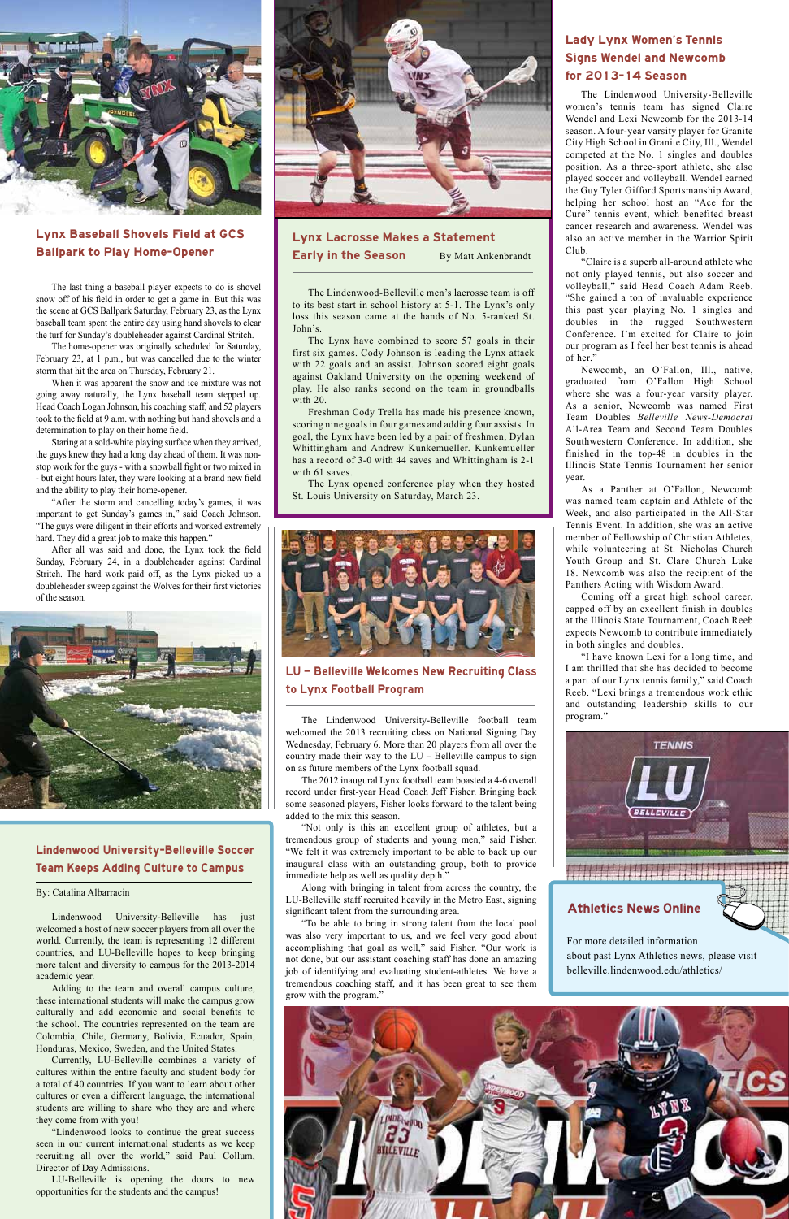## Lynx Baseball Shovels Field at GCS Ballpark to Play Home-Opener

The last thing a baseball player expects to do is shovel snow off of his field in order to get a game in. But this was the scene at GCS Ballpark Saturday, February 23, as the Lynx baseball team spent the entire day using hand shovels to clear the turf for Sunday's doubleheader against Cardinal Stritch.

The home-opener was originally scheduled for Saturday, February 23, at 1 p.m., but was cancelled due to the winter storm that hit the area on Thursday, February 21.

When it was apparent the snow and ice mixture was not going away naturally, the Lynx baseball team stepped up. Head Coach Logan Johnson, his coaching staff, and 52 players took to the field at 9 a.m. with nothing but hand shovels and a determination to play on their home field.

Staring at a sold-white playing surface when they arrived, the guys knew they had a long day ahead of them. It was non-stop work for the guys - with a snowball fight or two mixed in - but eight hours later, they were looking at a brand new field and the ability to play their home-opener.

"After the storm and cancelling today's games, it was important to get Sunday's games in," said Coach Johnson. "The guys were diligent in their efforts and worked extremely hard. They did a great job to make this happen."

After all was said and done, the Lynx took the field Sunday, February 24, in a doubleheader against Cardinal Stritch. The hard work paid off, as the Lynx picked up a doubleheader sweep against the Wolves for their first victories of the season.

## Lynx Lacrosse Makes a Statement Early in the Season

By Matt Ankenbrandt

The Lindenwood-Belleville men's lacrosse team is off to its best start in school history at 5-1. The Lynx's only loss this season came at the hands of No. 5-ranked St. John's.

The Lynx have combined to score 57 goals in their first six games. Cody Johnson is leading the Lynx attack with 22 goals and an assist. Johnson scored eight goals against Oakland University on the opening weekend of play. He also ranks second on the team in groundballs with 20.

Freshman Cody Trella has made his presence known, scoring nine goals in four games and adding four assists. In goal, the Lynx have been led by a pair of freshmen, Dylan Whittingham and Andrew Kunkemueller. Kunkemueller has a record of 3-0 with 44 saves and Whittingham is 2-1 with 61 saves.

The Lynx opened conference play when they hosted St. Louis University on Saturday, March 23.

## LU – Belleville Welcomes New Recruiting Class to Lynx Football Program

The Lindenwood University-Belleville football team welcomed the 2013 recruiting class on National Signing Day Wednesday, February 6. More than 20 players from all over the country made their way to the LU – Belleville campus to sign on as future members of the Lynx football squad.

The 2012 inaugural Lynx football team boasted a 4-6 overall record under first-year Head Coach Jeff Fisher. Bringing back some seasoned players, Fisher looks forward to the talent being added to the mix this season.

"Not only is this an excellent group of athletes, but a tremendous group of students and young men," said Fisher. "We felt it was extremely important to be able to back up our inaugural class with an outstanding group, both to provide immediate help as well as quality depth."

Along with bringing in talent from across the country, the LU-Belleville staff recruited heavily in the Metro East, signing significant talent from the surrounding area.

"To be able to bring in strong talent from the local pool was also very important to us, and we feel very good about accomplishing that goal as well," said Fisher. "Our work is not done, but our assistant coaching staff has done an amazing job of identifying and evaluating student-athletes. We have a tremendous coaching staff, and it has been great to see them grow with the program."

## Lady Lynx Women's Tennis Signs Wendel and Newcomb for 2013-14 Season

The Lindenwood University-Belleville women's tennis team has signed Claire Wendel and Lexi Newcomb for the 2013-14 season. A four-year varsity player for Granite City High School in Granite City, Ill., Wendel competed at the No. 1 singles and doubles position. As a three-sport athlete, she also played soccer and volleyball. Wendel earned the Guy Tyler Gifford Sportsmanship Award, helping her school host an "Ace for the Cure" tennis event, which benefited breast cancer research and awareness. Wendel was also an active member in the Warrior Spirit Club.

"Claire is a superb all-around athlete who not only played tennis, but also soccer and volleyball," said Head Coach Adam Reeb. "She gained a ton of invaluable experience this past year playing No. 1 singles and doubles in the rugged Southwestern Conference. I'm excited for Claire to join our program as I feel her best tennis is ahead of her."

Newcomb, an O'Fallon, Ill., native, graduated from O'Fallon High School where she was a four-year varsity player. As a senior, Newcomb was named First Team Doubles *Belleville News-Democrat* All-Area Team and Second Team Doubles Southwestern Conference. In addition, she finished in the top-48 in doubles in the Illinois State Tennis Tournament her senior year.

As a Panther at O'Fallon, Newcomb was named team captain and Athlete of the Week, and also participated in the All-Star Tennis Event. In addition, she was an active member of Fellowship of Christian Athletes, while volunteering at St. Nicholas Church Youth Group and St. Clare Church Luke 18. Newcomb was also the recipient of the Panthers Acting with Wisdom Award.

Coming off a great high school career, capped off by an excellent finish in doubles at the Illinois State Tournament, Coach Reeb expects Newcomb to contribute immediately in both singles and doubles.

"I have known Lexi for a long time, and I am thrilled that she has decided to become a part of our Lynx tennis family," said Coach Reeb. "Lexi brings a tremendous work ethic and outstanding leadership skills to our program."

## Lindenwood University-Belleville Soccer Team Keeps Adding Culture to Campus

By: Catalina Albarracin

Lindenwood University-Belleville has just welcomed a host of new soccer players from all over the world. Currently, the team is representing 12 different countries, and LU-Belleville hopes to keep bringing more talent and diversity to campus for the 2013-2014 academic year.

Adding to the team and overall campus culture, these international students will make the campus grow culturally and add economic and social benefits to the school. The countries represented on the team are Colombia, Chile, Germany, Bolivia, Ecuador, Spain, Honduras, Mexico, Sweden, and the United States.

Currently, LU-Belleville combines a variety of cultures within the entire faculty and student body for a total of 40 countries. If you want to learn about other cultures or even a different language, the international students are willing to share who they are and where they come from with you!

"Lindenwood looks to continue the great success seen in our current international students as we keep recruiting all over the world," said Paul Collum, Director of Day Admissions.

LU-Belleville is opening the doors to new opportunities for the students and the campus!

## Athletics News Online

For more detailed information about past Lynx Athletics news, please visit belleville.lindenwood.edu/athletics/